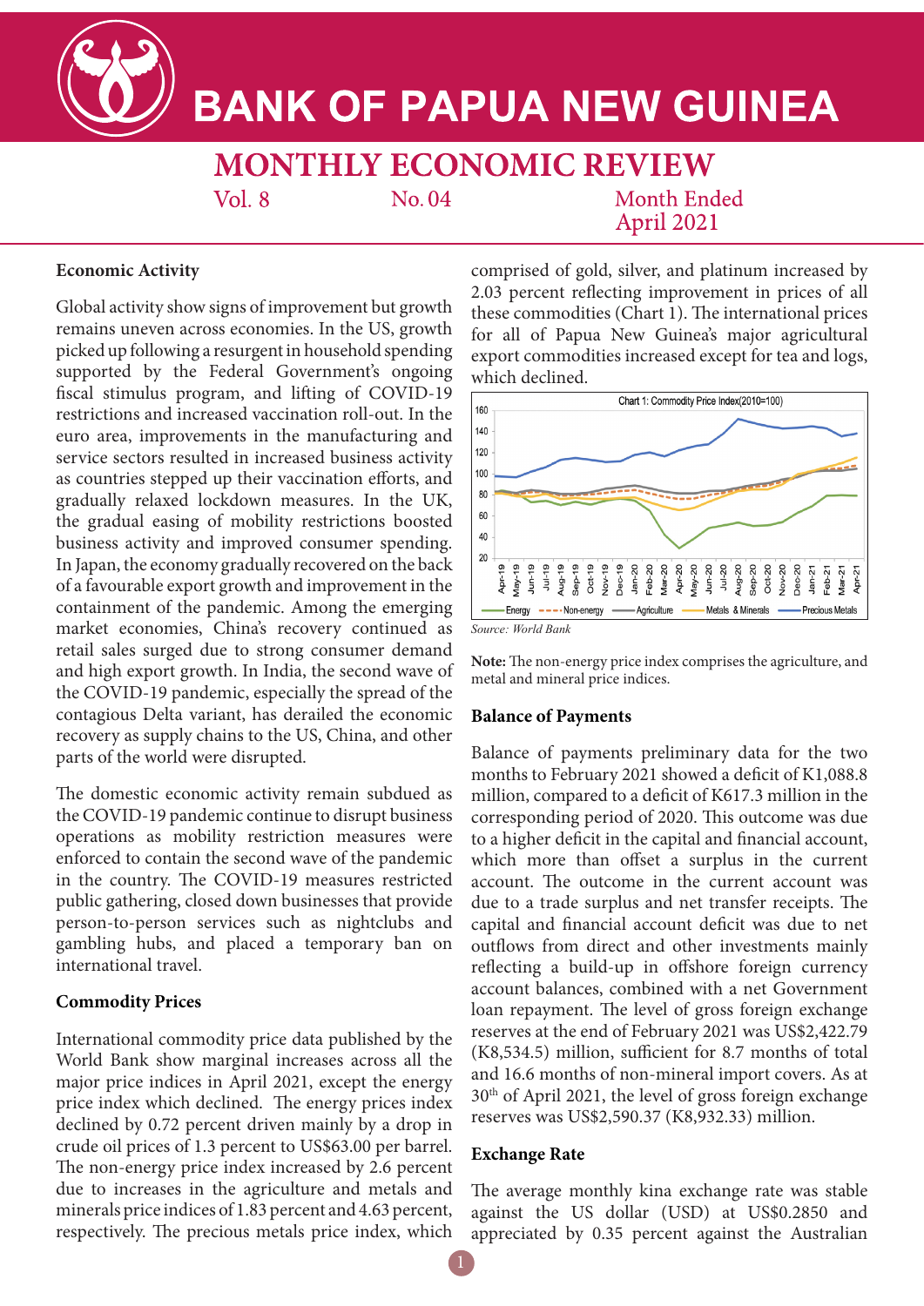# BANK OF PAPUA NEW GUINEA

## MONTHLY ECONOMIC REVIEW

Vol. 8 No. 04 Month Ended April 2021

### Economic Activity

Global activity show signs of improvement but growth remains uneven across economies. In the US, growth picked up following a resurgent in household spending supported by the Federal Government's ongoing fiscal stimulus program, and lifting of COVID-19 restrictions and increased vaccination roll-out. In the euro area, improvements in the manufacturing and service sectors resulted in increased business activity as countries stepped up their vaccination efforts, and gradually relaxed lockdown measures. In the UK, the gradual easing of mobility restrictions boosted business activity and improved consumer spending. In Japan, the economy gradually recovered on the back of a favourable export growth and improvement in the containment of the pandemic. Among the emerging market economies, China's recovery continued as retail sales surged due to strong consumer demand and high export growth. In India, the second wave of the COVID-19 pandemic, especially the spread of the contagious Delta variant, has derailed the economic recovery as supply chains to the US, China, and other parts of the world were disrupted.

The domestic economic activity remain subdued as the COVID-19 pandemic continue to disrupt business operations as mobility restriction measures were enforced to contain the second wave of the pandemic in the country. The COVID-19 measures restricted public gathering, closed down businesses that provide person-to-person services such as nightclubs and gambling hubs, and placed a temporary ban on international travel.

### Commodity Prices

International commodity price data published by the World Bank show marginal increases across all the major price indices in April 2021, except the energy price index which declined. The energy prices index declined by 0.72 percent driven mainly by a drop in crude oil prices of 1.3 percent to US$63.00 per barrel. The non-energy price index increased by 2.6 percent due to increases in the agriculture and metals and minerals price indices of 1.83 percent and 4.63 percent, respectively. The precious metals price index, which comprised of gold, silver, and platinum increased by 2.03 percent reflecting improvement in prices of all these commodities (Chart 1). The international prices for all of Papua New Guinea's major agricultural export commodities increased except for tea and logs, which declined.

Chart 1: Commodity Price Index(2010=100)

*Source: World Bank*

**Note:** The non-energy price index comprises the agriculture, and metal and mineral price indices.

### Balance of Payments

Balance of payments preliminary data for the two months to February 2021 showed a deficit of K1,088.8 million, compared to a deficit of K617.3 million in the corresponding period of 2020. This outcome was due to a higher deficit in the capital and financial account, which more than offset a surplus in the current account. The outcome in the current account was due to a trade surplus and net transfer receipts. The capital and financial account deficit was due to net outflows from direct and other investments mainly reflecting a build-up in offshore foreign currency account balances, combined with a net Government loan repayment. The level of gross foreign exchange reserves at the end of February 2021 was US$2,422.79 (K8,534.5) million, sufficient for 8.7 months of total and 16.6 months of non-mineral import covers. As at 30th of April 2021, the level of gross foreign exchange reserves was US$2,590.37 (K8,932.33) million.

### Exchange Rate

The average monthly kina exchange rate was stable against the US dollar (USD) at US$0.2850 and appreciated by 0.35 percent against the Australian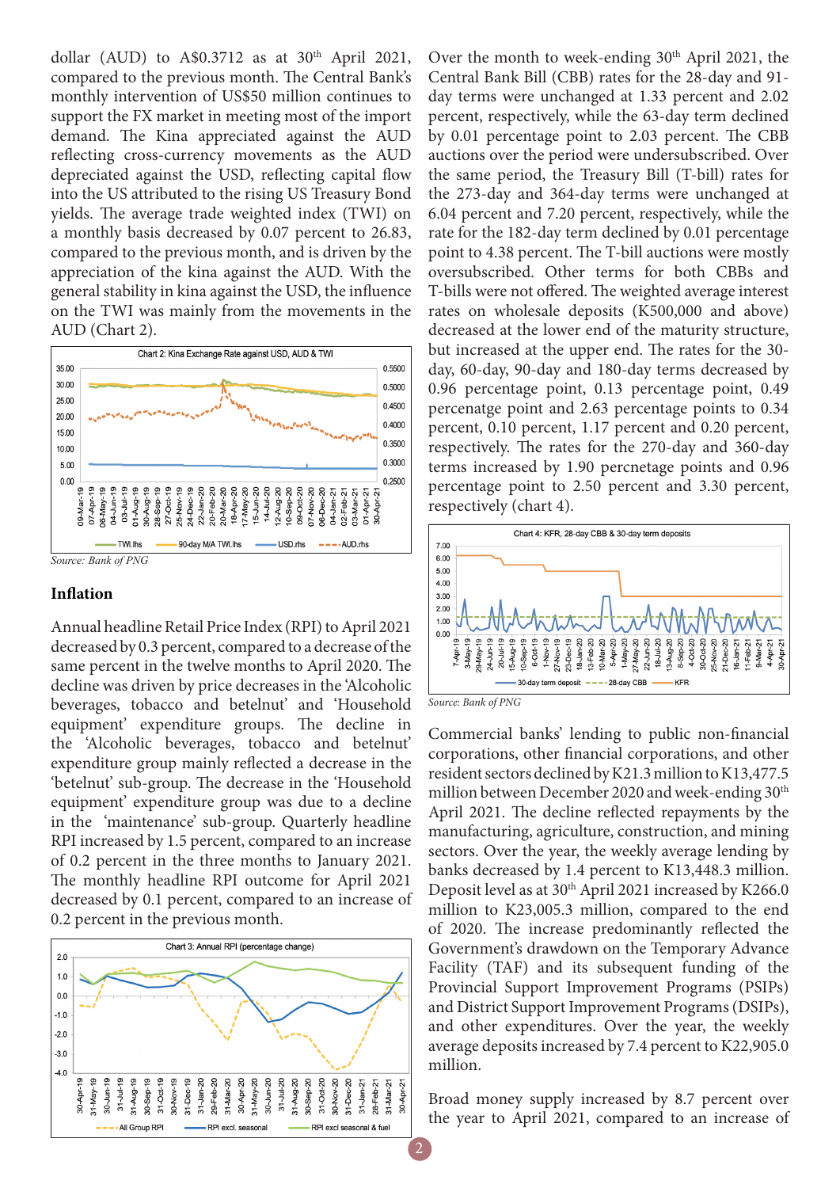dollar (AUD) to A$0.3712 as at 30th April 2021, compared to the previous month. The Central Bank's monthly intervention of US$50 million continues to support the FX market in meeting most of the import demand. The Kina appreciated against the AUD reflecting cross-currency movements as the AUD depreciated against the USD, reflecting capital flow into the US attributed to the rising US Treasury Bond yields. The average trade weighted index (TWI) on a monthly basis decreased by 0.07 percent to 26.83, compared to the previous month, and is driven by the appreciation of the kina against the AUD. With the general stability in kina against the USD, the influence on the TWI was mainly from the movements in the AUD (Chart 2).

Chart 2: Kina Exchange Rate against USD, AUD & TWI

*Source: Bank of PNG*

## Inflation

Annual headline Retail Price Index (RPI) to April 2021 decreased by 0.3 percent, compared to a decrease of the same percent in the twelve months to April 2020. The decline was driven by price decreases in the 'Alcoholic beverages, tobacco and betelnut' and 'Household equipment' expenditure groups. The decline in the 'Alcoholic beverages, tobacco and betelnut' expenditure group mainly reflected a decrease in the 'betelnut' sub-group. The decrease in the 'Household equipment' expenditure group was due to a decline in the 'maintenance' sub-group. Quarterly headline RPI increased by 1.5 percent, compared to an increase of 0.2 percent in the three months to January 2021. The monthly headline RPI outcome for April 2021 decreased by 0.1 percent, compared to an increase of 0.2 percent in the previous month.

Chart 3: Annual RPI (percentage change)

Over the month to week-ending 30th April 2021, the Central Bank Bill (CBB) rates for the 28-day and 91-day terms were unchanged at 1.33 percent and 2.02 percent, respectively, while the 63-day term declined by 0.01 percentage point to 2.03 percent. The CBB auctions over the period were undersubscribed. Over the same period, the Treasury Bill (T-bill) rates for the 273-day and 364-day terms were unchanged at 6.04 percent and 7.20 percent, respectively, while the rate for the 182-day term declined by 0.01 percentage point to 4.38 percent. The T-bill auctions were mostly oversubscribed. Other terms for both CBBs and T-bills were not offered. The weighted average interest rates on wholesale deposits (K500,000 and above) decreased at the lower end of the maturity structure, but increased at the upper end. The rates for the 30-day, 60-day, 90-day and 180-day terms decreased by 0.96 percentage point, 0.13 percentage point, 0.49 percenatge point and 2.63 percentage points to 0.34 percent, 0.10 percent, 1.17 percent and 0.20 percent, respectively. The rates for the 270-day and 360-day terms increased by 1.90 percnetage points and 0.96 percentage point to 2.50 percent and 3.30 percent, respectively (chart 4).

Chart 4: KFR, 28-day CBB & 30-day term deposits

*Source: Bank of PNG*

Commercial banks' lending to public non-financial corporations, other financial corporations, and other resident sectors declined by K21.3 million to K13,477.5 million between December 2020 and week-ending 30th April 2021. The decline reflected repayments by the manufacturing, agriculture, construction, and mining sectors. Over the year, the weekly average lending by banks decreased by 1.4 percent to K13,448.3 million. Deposit level as at 30th April 2021 increased by K266.0 million to K23,005.3 million, compared to the end of 2020. The increase predominantly reflected the Government's drawdown on the Temporary Advance Facility (TAF) and its subsequent funding of the Provincial Support Improvement Programs (PSIPs) and District Support Improvement Programs (DSIPs), and other expenditures. Over the year, the weekly average deposits increased by 7.4 percent to K22,905.0 million.

Broad money supply increased by 8.7 percent over the year to April 2021, compared to an increase of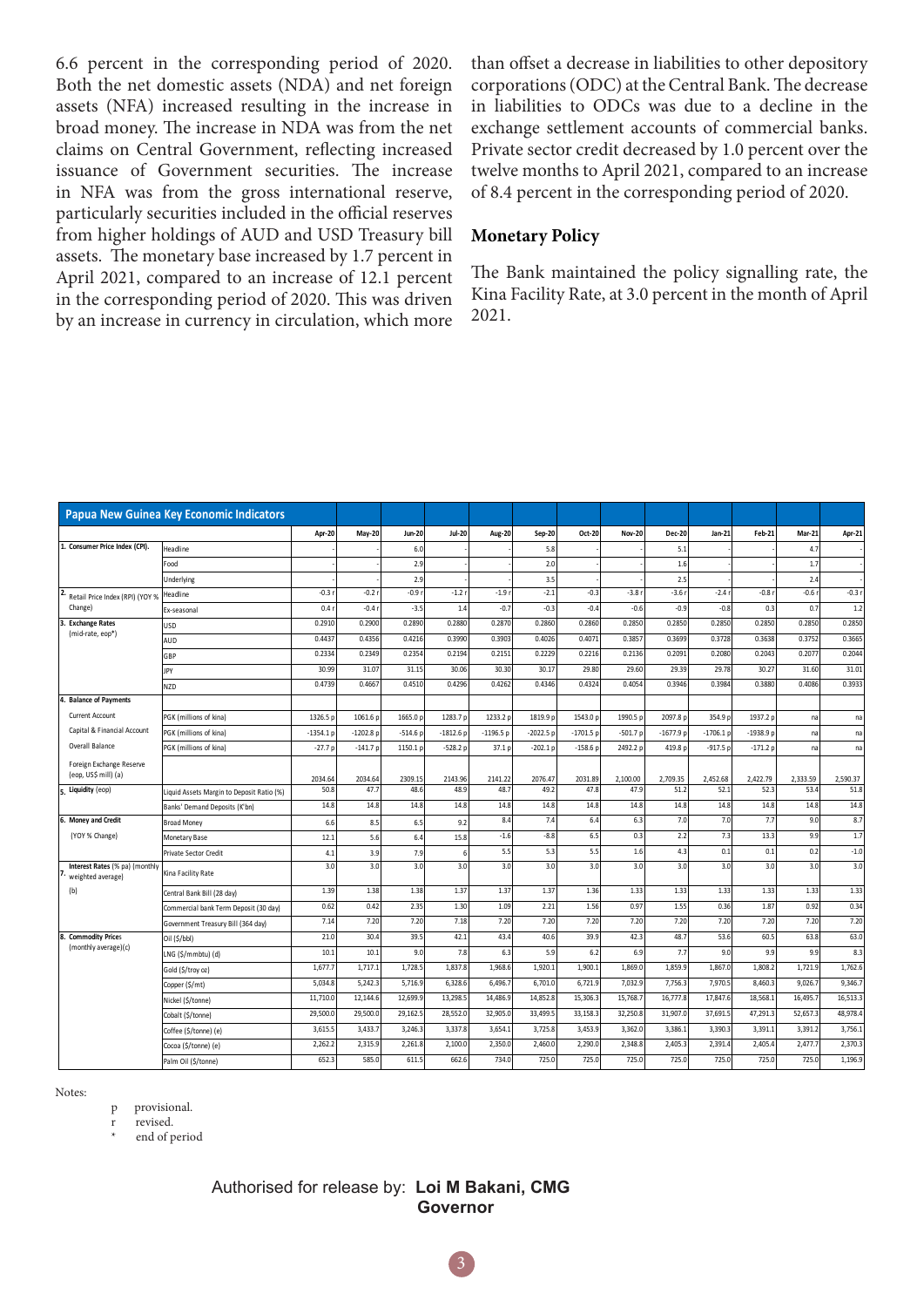6.6 percent in the corresponding period of 2020. Both the net domestic assets (NDA) and net foreign assets (NFA) increased resulting in the increase in broad money. The increase in NDA was from the net claims on Central Government, reflecting increased issuance of Government securities. The increase in NFA was from the gross international reserve, particularly securities included in the official reserves from higher holdings of AUD and USD Treasury bill assets. The monetary base increased by 1.7 percent in April 2021, compared to an increase of 12.1 percent in the corresponding period of 2020. This was driven by an increase in currency in circulation, which more than offset a decrease in liabilities to other depository corporations (ODC) at the Central Bank. The decrease in liabilities to ODCs was due to a decline in the exchange settlement accounts of commercial banks. Private sector credit decreased by 1.0 percent over the twelve months to April 2021, compared to an increase of 8.4 percent in the corresponding period of 2020.

## Monetary Policy

The Bank maintained the policy signalling rate, the Kina Facility Rate, at 3.0 percent in the month of April 2021.

**Papua New Guinea Key Economic Indicators**

| | | Apr-20 | May-20 | Jun-20 | Jul-20 | Aug-20 | Sep-20 | Oct-20 | Nov-20 | Dec-20 | Jan-21 | Feb-21 | Mar-21 | Apr-21 |
|---|---|---|---|---|---|---|---|---|---|---|---|---|---|---|
| 1. Consumer Price Index (CPI). | Headline | - | - | 6.0 | - | - | 5.8 | - | - | 5.1 | - | - | 4.7 | - |
| | Food | - | - | 2.9 | - | - | 2.0 | - | - | 1.6 | - | - | 1.7 | - |
| | Underlying | - | - | 2.9 | - | - | 3.5 | - | - | 2.5 | - | - | 2.4 | - |
| 2. Retail Price Index (RPI) (YOY % Change) | Headline | -0.3 r | -0.2 r | -0.9 r | -1.2 r | -1.9 r | -2.1 | -0.3 | -3.8 r | -3.6 r | -2.4 r | -0.8 r | -0.6 r | -0.3 r |
| | Ex-seasonal | 0.4 r | -0.4 r | -3.5 | 1.4 | -0.7 | -0.3 | -0.4 | -0.6 | -0.9 | -0.8 | 0.3 | 0.7 | 1.2 |
| 3. Exchange Rates (mid-rate, eop*) | USD | 0.2910 | 0.2900 | 0.2890 | 0.2880 | 0.2870 | 0.2860 | 0.2860 | 0.2850 | 0.2850 | 0.2850 | 0.2850 | 0.2850 | 0.2850 |
| | AUD | 0.4437 | 0.4356 | 0.4216 | 0.3990 | 0.3903 | 0.4026 | 0.4071 | 0.3857 | 0.3699 | 0.3728 | 0.3638 | 0.3752 | 0.3665 |
| | GBP | 0.2334 | 0.2349 | 0.2354 | 0.2194 | 0.2151 | 0.2229 | 0.2216 | 0.2136 | 0.2091 | 0.2080 | 0.2043 | 0.2077 | 0.2044 |
| | JPY | 30.99 | 31.07 | 31.15 | 30.06 | 30.30 | 30.17 | 29.80 | 29.60 | 29.39 | 29.78 | 30.27 | 31.60 | 31.01 |
| | NZD | 0.4739 | 0.4667 | 0.4510 | 0.4296 | 0.4262 | 0.4346 | 0.4324 | 0.4054 | 0.3946 | 0.3984 | 0.3880 | 0.4086 | 0.3933 |
| 4. Balance of Payments | | | | | | | | | | | | | | |
| Current Account | PGK (millions of kina) | 1326.5 p | 1061.6 p | 1665.0 p | 1283.7 p | 1233.2 p | 1819.9 p | 1543.0 p | 1990.5 p | 2097.8 p | 354.9 p | 1937.2 p | na | na |
| Capital & Financial Account | PGK (millions of kina) | -1354.1 p | -1202.8 p | -514.6 p | -1812.6 p | -1196.5 p | -2022.5 p | -1701.5 p | -501.7 p | -1677.9 p | -1706.1 p | -1938.9 p | na | na |
| Overall Balance | PGK (millions of kina) | -27.7 p | -141.7 p | 1150.1 p | -528.2 p | 37.1 p | -202.1 p | -158.6 p | 2492.2 p | 419.8 p | -917.5 p | -171.2 p | na | na |
| Foreign Exchange Reserve (eop, US$ mill) (a) | | 2034.64 | 2034.64 | 2309.15 | 2143.96 | 2141.22 | 2076.47 | 2031.89 | 2,100.00 | 2,709.35 | 2,452.68 | 2,422.79 | 2,333.59 | 2,590.37 |
| 5. Liquidity (eop) | Liquid Assets Margin to Deposit Ratio (%) | 50.8 | 47.7 | 48.6 | 48.9 | 48.7 | 49.2 | 47.8 | 47.9 | 51.2 | 52.1 | 52.3 | 53.4 | 51.8 |
| | Banks' Demand Deposits (K'bn) | 14.8 | 14.8 | 14.8 | 14.8 | 14.8 | 14.8 | 14.8 | 14.8 | 14.8 | 14.8 | 14.8 | 14.8 | 14.8 |
| 6. Money and Credit (YOY % Change) | Broad Money | 6.6 | 8.5 | 6.5 | 9.2 | 8.4 | 7.4 | 6.4 | 6.3 | 7.0 | 7.0 | 7.7 | 9.0 | 8.7 |
| | Monetary Base | 12.1 | 5.6 | 6.4 | 15.8 | -1.6 | -8.8 | 6.5 | 0.3 | 2.2 | 7.3 | 13.3 | 9.9 | 1.7 |
| | Private Sector Credit | 4.1 | 3.9 | 7.9 | 6 | 5.5 | 5.3 | 5.5 | 1.6 | 4.3 | 0.1 | 0.1 | 0.2 | -1.0 |
| 7. Interest Rates (% pa) (monthly weighted average) (b) | Kina Facility Rate | 3.0 | 3.0 | 3.0 | 3.0 | 3.0 | 3.0 | 3.0 | 3.0 | 3.0 | 3.0 | 3.0 | 3.0 | 3.0 |
| | Central Bank Bill (28 day) | 1.39 | 1.38 | 1.38 | 1.37 | 1.37 | 1.37 | 1.36 | 1.33 | 1.33 | 1.33 | 1.33 | 1.33 | 1.33 |
| | Commercial bank Term Deposit (30 day) | 0.62 | 0.42 | 2.35 | 1.30 | 1.09 | 2.21 | 1.56 | 0.97 | 1.55 | 0.36 | 1.87 | 0.92 | 0.34 |
| | Government Treasury Bill (364 day) | 7.14 | 7.20 | 7.20 | 7.18 | 7.20 | 7.20 | 7.20 | 7.20 | 7.20 | 7.20 | 7.20 | 7.20 | 7.20 |
| 8. Commodity Prices (monthly average)(c) | Oil ($/bbl) | 21.0 | 30.4 | 39.5 | 42.1 | 43.4 | 40.6 | 39.9 | 42.3 | 48.7 | 53.6 | 60.5 | 63.8 | 63.0 |
| | LNG ($/mmbtu) (d) | 10.1 | 10.1 | 9.0 | 7.8 | 6.3 | 5.9 | 6.2 | 6.9 | 7.7 | 9.0 | 9.9 | 9.9 | 8.3 |
| | Gold ($/troy oz) | 1,677.7 | 1,717.1 | 1,728.5 | 1,837.8 | 1,968.6 | 1,920.1 | 1,900.1 | 1,869.0 | 1,859.9 | 1,867.0 | 1,808.2 | 1,721.9 | 1,762.6 |
| | Copper ($/mt) | 5,034.8 | 5,242.3 | 5,716.9 | 6,328.6 | 6,496.7 | 6,701.0 | 6,721.9 | 7,032.9 | 7,756.3 | 7,970.5 | 8,460.3 | 9,026.7 | 9,346.7 |
| | Nickel ($/tonne) | 11,710.0 | 12,144.6 | 12,699.9 | 13,298.5 | 14,486.9 | 14,852.8 | 15,306.3 | 15,768.7 | 16,777.8 | 17,847.6 | 18,568.1 | 16,495.7 | 16,513.3 |
| | Cobalt ($/tonne) | 29,500.0 | 29,500.0 | 29,162.5 | 28,552.0 | 32,905.0 | 33,499.5 | 33,158.3 | 32,250.8 | 31,907.0 | 37,691.5 | 47,291.3 | 52,657.3 | 48,978.4 |
| | Coffee ($/tonne) (e) | 3,615.5 | 3,433.7 | 3,246.3 | 3,337.8 | 3,654.1 | 3,725.8 | 3,453.9 | 3,362.0 | 3,386.1 | 3,390.3 | 3,391.1 | 3,391.2 | 3,756.1 |
| | Cocoa ($/tonne) (e) | 2,262.2 | 2,315.9 | 2,261.8 | 2,100.0 | 2,350.0 | 2,460.0 | 2,290.0 | 2,348.8 | 2,405.3 | 2,391.4 | 2,405.4 | 2,477.7 | 2,370.3 |
| | Palm Oil ($/tonne) | 652.3 | 585.0 | 611.5 | 662.6 | 734.0 | 725.0 | 725.0 | 725.0 | 725.0 | 725.0 | 725.0 | 725.0 | 1,196.9 |

Notes:

- p provisional.
- r revised.
- * end of period

Authorised for release by: **Loi M Bakani, CMG**
**Governor**